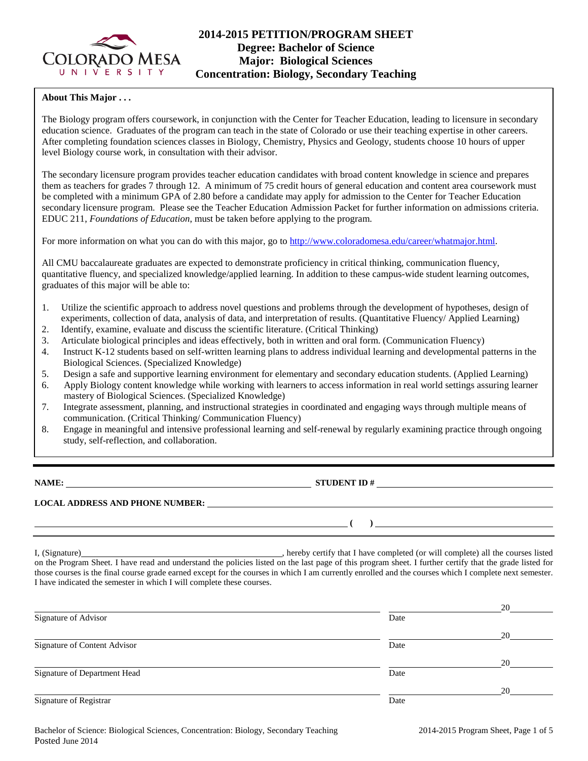# 2014-2015 PETITION/PROGRAM SHEET
## Degree: Bachelor of Science
## Major: Biological Sciences
## Concentration: Biology, Secondary Teaching

**About This Major . . .**

The Biology program offers coursework, in conjunction with the Center for Teacher Education, leading to licensure in secondary education science. Graduates of the program can teach in the state of Colorado or use their teaching expertise in other careers. After completing foundation sciences classes in Biology, Chemistry, Physics and Geology, students choose 10 hours of upper level Biology course work, in consultation with their advisor.

The secondary licensure program provides teacher education candidates with broad content knowledge in science and prepares them as teachers for grades 7 through 12. A minimum of 75 credit hours of general education and content area coursework must be completed with a minimum GPA of 2.80 before a candidate may apply for admission to the Center for Teacher Education secondary licensure program. Please see the Teacher Education Admission Packet for further information on admissions criteria. EDUC 211, *Foundations of Education*, must be taken before applying to the program.

For more information on what you can do with this major, go to http://www.coloradomesa.edu/career/whatmajor.html.

All CMU baccalaureate graduates are expected to demonstrate proficiency in critical thinking, communication fluency, quantitative fluency, and specialized knowledge/applied learning. In addition to these campus-wide student learning outcomes, graduates of this major will be able to:

1. Utilize the scientific approach to address novel questions and problems through the development of hypotheses, design of experiments, collection of data, analysis of data, and interpretation of results. (Quantitative Fluency/ Applied Learning)
2. Identify, examine, evaluate and discuss the scientific literature. (Critical Thinking)
3. Articulate biological principles and ideas effectively, both in written and oral form. (Communication Fluency)
4. Instruct K-12 students based on self-written learning plans to address individual learning and developmental patterns in the Biological Sciences. (Specialized Knowledge)
5. Design a safe and supportive learning environment for elementary and secondary education students. (Applied Learning)
6. Apply Biology content knowledge while working with learners to access information in real world settings assuring learner mastery of Biological Sciences. (Specialized Knowledge)
7. Integrate assessment, planning, and instructional strategies in coordinated and engaging ways through multiple means of communication. (Critical Thinking/ Communication Fluency)
8. Engage in meaningful and intensive professional learning and self-renewal by regularly examining practice through ongoing study, self-reflection, and collaboration.

---

**NAME:** ______________________ **STUDENT ID #** ______________________

**LOCAL ADDRESS AND PHONE NUMBER:** ______________________

______________________ **(  )** ______________________

I, (Signature)______________________, hereby certify that I have completed (or will complete) all the courses listed on the Program Sheet. I have read and understand the policies listed on the last page of this program sheet. I further certify that the grade listed for those courses is the final course grade earned except for the courses in which I am currently enrolled and the courses which I complete next semester. I have indicated the semester in which I will complete these courses.

______________________ ______________ 20______
Signature of Advisor Date

______________________ ______________ 20______
Signature of Content Advisor Date

______________________ ______________ 20______
Signature of Department Head Date

______________________ ______________ 20______
Signature of Registrar Date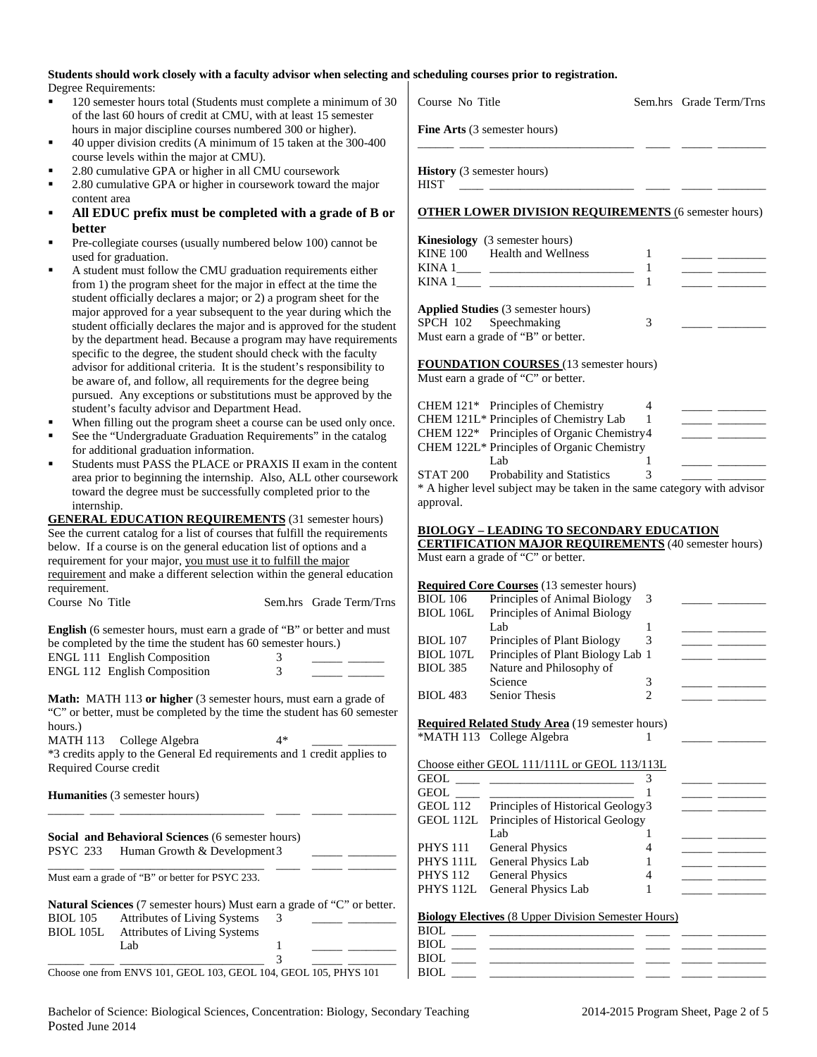**Students should work closely with a faculty advisor when selecting and scheduling courses prior to registration.**

Degree Requirements:

- 120 semester hours total (Students must complete a minimum of 30 of the last 60 hours of credit at CMU, with at least 15 semester hours in major discipline courses numbered 300 or higher).
- 40 upper division credits (A minimum of 15 taken at the 300-400 course levels within the major at CMU).
- 2.80 cumulative GPA or higher in all CMU coursework
- 2.80 cumulative GPA or higher in coursework toward the major content area
- **All EDUC prefix must be completed with a grade of B or better**
- Pre-collegiate courses (usually numbered below 100) cannot be used for graduation.
- A student must follow the CMU graduation requirements either from 1) the program sheet for the major in effect at the time the student officially declares a major; or 2) a program sheet for the major approved for a year subsequent to the year during which the student officially declares the major and is approved for the student by the department head. Because a program may have requirements specific to the degree, the student should check with the faculty advisor for additional criteria. It is the student's responsibility to be aware of, and follow, all requirements for the degree being pursued. Any exceptions or substitutions must be approved by the student's faculty advisor and Department Head.
- When filling out the program sheet a course can be used only once.
- See the "Undergraduate Graduation Requirements" in the catalog for additional graduation information.
- Students must PASS the PLACE or PRAXIS II exam in the content area prior to beginning the internship. Also, ALL other coursework toward the degree must be successfully completed prior to the internship.

## GENERAL EDUCATION REQUIREMENTS (31 semester hours)

See the current catalog for a list of courses that fulfill the requirements below. If a course is on the general education list of options and a requirement for your major, you must use it to fulfill the major requirement and make a different selection within the general education requirement.

| Course No | Title | Sem.hrs | Grade | Term/Trns |
|---|---|---|---|---|
| **English** (6 semester hours, must earn a grade of "B" or better and must be completed by the time the student has 60 semester hours.) | | | | |
| ENGL 111 | English Composition | 3 | | |
| ENGL 112 | English Composition | 3 | | |
| **Math:** MATH 113 **or higher** (3 semester hours, must earn a grade of "C" or better, must be completed by the time the student has 60 semester hours.) | | | | |
| MATH 113 | College Algebra | 4* | | |
| *3 credits apply to the General Ed requirements and 1 credit applies to Required Course credit | | | | |
| **Humanities** (3 semester hours) | | | | |
| ______ | ______ | ____ | | |
| **Social and Behavioral Sciences** (6 semester hours) | | | | |
| PSYC 233 | Human Growth & Development | 3 | | |
| ______ | ______ | ____ | | |
| Must earn a grade of "B" or better for PSYC 233. | | | | |
| **Natural Sciences** (7 semester hours) Must earn a grade of "C" or better. | | | | |
| BIOL 105 | Attributes of Living Systems | 3 | | |
| BIOL 105L | Attributes of Living Systems Lab | 1 | | |
| ______ | ______ | 3 | | |
| Choose one from ENVS 101, GEOL 103, GEOL 104, GEOL 105, PHYS 101 | | | | |
| **Fine Arts** (3 semester hours) | | | | |
| ______ | ______ | ____ | | |
| **History** (3 semester hours) | | | | |
| HIST ____ | ______ | ____ | | |

## OTHER LOWER DIVISION REQUIREMENTS (6 semester hours)

| Course No | Title | Sem.hrs | Grade | Term/Trns |
|---|---|---|---|---|
| **Kinesiology** (3 semester hours) | | | | |
| KINE 100 | Health and Wellness | 1 | | |
| KINA 1____ | ______ | 1 | | |
| KINA 1____ | ______ | 1 | | |
| **Applied Studies** (3 semester hours) | | | | |
| SPCH 102 | Speechmaking | 3 | | |
| Must earn a grade of "B" or better. | | | | |

## FOUNDATION COURSES (13 semester hours)

Must earn a grade of "C" or better.

| Course No | Title | Sem.hrs | Grade | Term/Trns |
|---|---|---|---|---|
| CHEM 121* | Principles of Chemistry | 4 | | |
| CHEM 121L* | Principles of Chemistry Lab | 1 | | |
| CHEM 122* | Principles of Organic Chemistry | 4 | | |
| CHEM 122L* | Principles of Organic Chemistry Lab | 1 | | |
| STAT 200 | Probability and Statistics | 3 | | |

* A higher level subject may be taken in the same category with advisor approval.

## BIOLOGY – LEADING TO SECONDARY EDUCATION CERTIFICATION MAJOR REQUIREMENTS (40 semester hours)

Must earn a grade of "C" or better.

| Course No | Title | Sem.hrs | Grade | Term/Trns |
|---|---|---|---|---|
| **Required Core Courses** (13 semester hours) | | | | |
| BIOL 106 | Principles of Animal Biology | 3 | | |
| BIOL 106L | Principles of Animal Biology Lab | 1 | | |
| BIOL 107 | Principles of Plant Biology | 3 | | |
| BIOL 107L | Principles of Plant Biology Lab | 1 | | |
| BIOL 385 | Nature and Philosophy of Science | 3 | | |
| BIOL 483 | Senior Thesis | 2 | | |
| **Required Related Study Area** (19 semester hours) | | | | |
| *MATH 113 | College Algebra | 1 | | |
| Choose either GEOL 111/111L or GEOL 113/113L | | | | |
| GEOL ____ | ______ | 3 | | |
| GEOL ____ | ______ | 1 | | |
| GEOL 112 | Principles of Historical Geology | 3 | | |
| GEOL 112L | Principles of Historical Geology Lab | 1 | | |
| PHYS 111 | General Physics | 4 | | |
| PHYS 111L | General Physics Lab | 1 | | |
| PHYS 112 | General Physics | 4 | | |
| PHYS 112L | General Physics Lab | 1 | | |
| **Biology Electives** (8 Upper Division Semester Hours) | | | | |
| BIOL ____ | ______ | ____ | | |
| BIOL ____ | ______ | ____ | | |
| BIOL ____ | ______ | ____ | | |
| BIOL ____ | ______ | ____ | | |

Bachelor of Science: Biological Sciences, Concentration: Biology, Secondary Teaching
Posted June 2014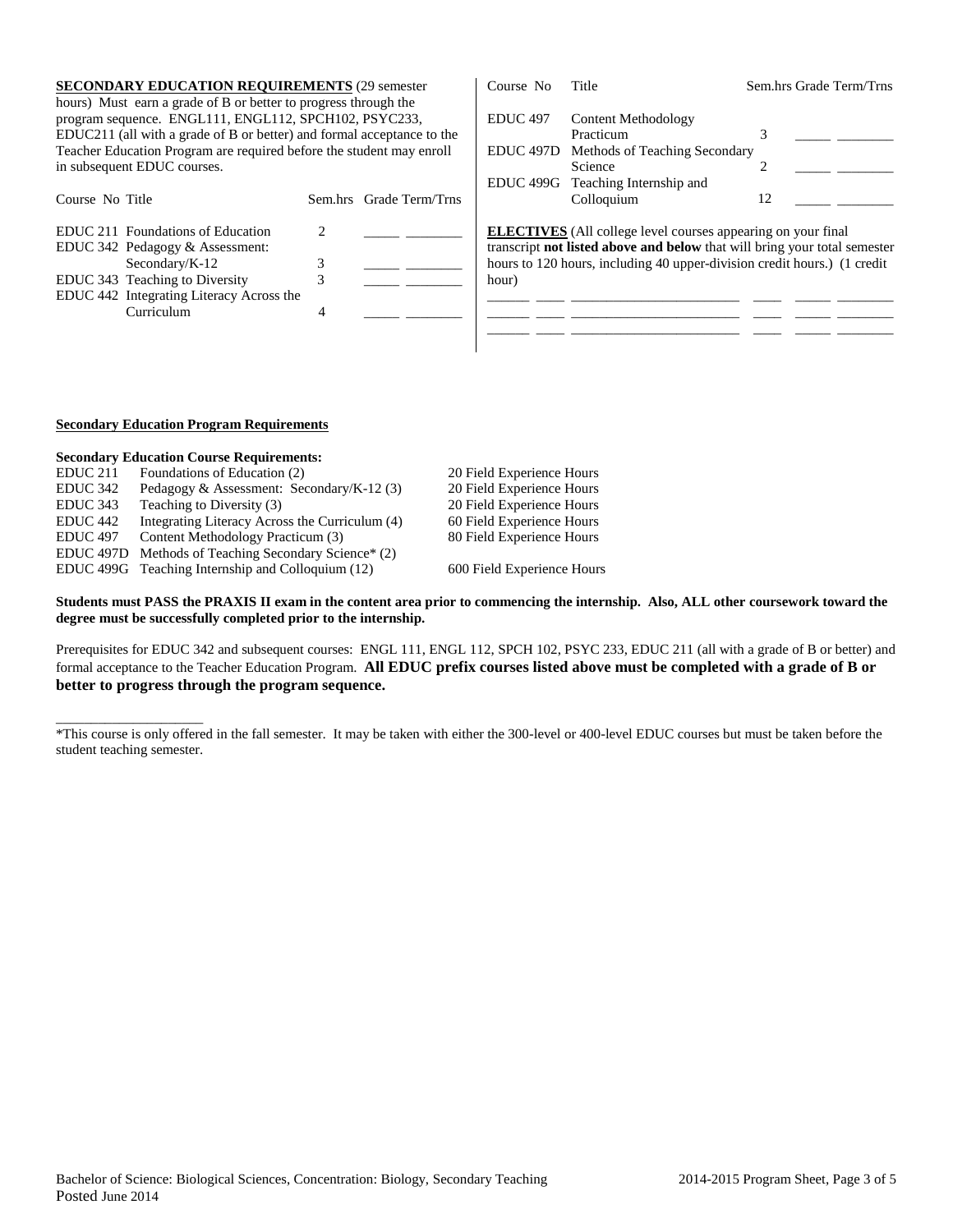**SECONDARY EDUCATION REQUIREMENTS** (29 semester hours) Must earn a grade of B or better to progress through the program sequence. ENGL111, ENGL112, SPCH102, PSYC233, EDUC211 (all with a grade of B or better) and formal acceptance to the Teacher Education Program are required before the student may enroll in subsequent EDUC courses.

| Course No | Title | Sem.hrs | Grade | Term/Trns |
|---|---|---|---|---|
| EDUC 211 | Foundations of Education | 2 | _____ | ________ |
| EDUC 342 | Pedagogy & Assessment: Secondary/K-12 | 3 | _____ | ________ |
| EDUC 343 | Teaching to Diversity | 3 | _____ | ________ |
| EDUC 442 | Integrating Literacy Across the Curriculum | 4 | _____ | ________ |
| EDUC 497 | Content Methodology Practicum | 3 | _____ | ________ |
| EDUC 497D | Methods of Teaching Secondary Science | 2 | _____ | ________ |
| EDUC 499G | Teaching Internship and Colloquium | 12 | _____ | ________ |

**ELECTIVES** (All college level courses appearing on your final transcript **not listed above and below** that will bring your total semester hours to 120 hours, including 40 upper-division credit hours.) (1 credit hour)

______ ____ _______________________ ____ _____ ________
______ ____ _______________________ ____ _____ ________
______ ____ _______________________ ____ _____ ________

**Secondary Education Program Requirements**

**Secondary Education Course Requirements:**

| Course | Title | Field Experience |
|---|---|---|
| EDUC 211 | Foundations of Education (2) | 20 Field Experience Hours |
| EDUC 342 | Pedagogy & Assessment: Secondary/K-12 (3) | 20 Field Experience Hours |
| EDUC 343 | Teaching to Diversity (3) | 20 Field Experience Hours |
| EDUC 442 | Integrating Literacy Across the Curriculum (4) | 60 Field Experience Hours |
| EDUC 497 | Content Methodology Practicum (3) | 80 Field Experience Hours |
| EDUC 497D | Methods of Teaching Secondary Science* (2) | |
| EDUC 499G | Teaching Internship and Colloquium (12) | 600 Field Experience Hours |

**Students must PASS the PRAXIS II exam in the content area prior to commencing the internship. Also, ALL other coursework toward the degree must be successfully completed prior to the internship.**

Prerequisites for EDUC 342 and subsequent courses: ENGL 111, ENGL 112, SPCH 102, PSYC 233, EDUC 211 (all with a grade of B or better) and formal acceptance to the Teacher Education Program. **All EDUC prefix courses listed above must be completed with a grade of B or better to progress through the program sequence.**

____________________

*This course is only offered in the fall semester. It may be taken with either the 300-level or 400-level EDUC courses but must be taken before the student teaching semester.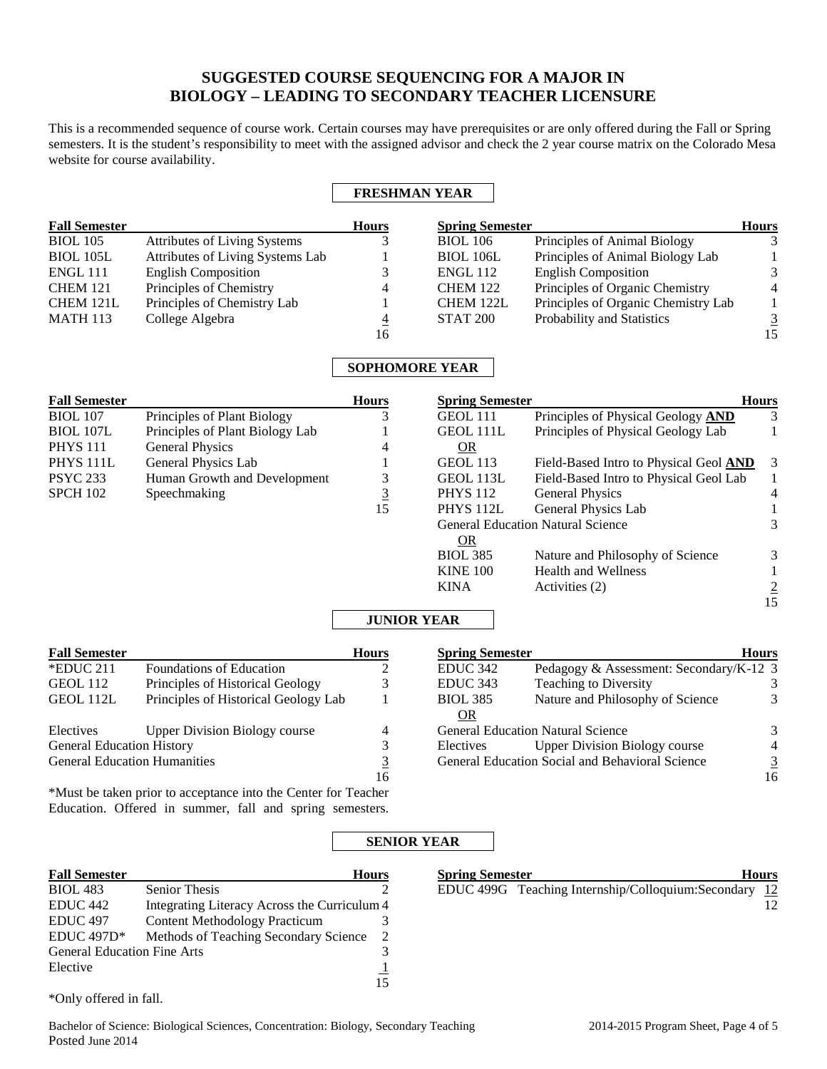# SUGGESTED COURSE SEQUENCING FOR A MAJOR IN BIOLOGY – LEADING TO SECONDARY TEACHER LICENSURE

This is a recommended sequence of course work. Certain courses may have prerequisites or are only offered during the Fall or Spring semesters. It is the student's responsibility to meet with the assigned advisor and check the 2 year course matrix on the Colorado Mesa website for course availability.

## FRESHMAN YEAR

| Fall Semester | | Hours |
|---|---|---|
| BIOL 105 | Attributes of Living Systems | 3 |
| BIOL 105L | Attributes of Living Systems Lab | 1 |
| ENGL 111 | English Composition | 3 |
| CHEM 121 | Principles of Chemistry | 4 |
| CHEM 121L | Principles of Chemistry Lab | 1 |
| MATH 113 | College Algebra | 4 |
| | | 16 |

| Spring Semester | | Hours |
|---|---|---|
| BIOL 106 | Principles of Animal Biology | 3 |
| BIOL 106L | Principles of Animal Biology Lab | 1 |
| ENGL 112 | English Composition | 3 |
| CHEM 122 | Principles of Organic Chemistry | 4 |
| CHEM 122L | Principles of Organic Chemistry Lab | 1 |
| STAT 200 | Probability and Statistics | 3 |
| | | 15 |

## SOPHOMORE YEAR

| Fall Semester | | Hours |
|---|---|---|
| BIOL 107 | Principles of Plant Biology | 3 |
| BIOL 107L | Principles of Plant Biology Lab | 1 |
| PHYS 111 | General Physics | 4 |
| PHYS 111L | General Physics Lab | 1 |
| PSYC 233 | Human Growth and Development | 3 |
| SPCH 102 | Speechmaking | 3 |
| | | 15 |

| Spring Semester | | Hours |
|---|---|---|
| GEOL 111 | Principles of Physical Geology **AND** | 3 |
| GEOL 111L | Principles of Physical Geology Lab | 1 |
| OR | | |
| GEOL 113 | Field-Based Intro to Physical Geol **AND** | 3 |
| GEOL 113L | Field-Based Intro to Physical Geol Lab | 1 |
| PHYS 112 | General Physics | 4 |
| PHYS 112L | General Physics Lab | 1 |
| General Education Natural Science | | 3 |
| OR | | |
| BIOL 385 | Nature and Philosophy of Science | 3 |
| KINE 100 | Health and Wellness | 1 |
| KINA | Activities (2) | 2 |
| | | 15 |

## JUNIOR YEAR

| Fall Semester | | Hours |
|---|---|---|
| *EDUC 211 | Foundations of Education | 2 |
| GEOL 112 | Principles of Historical Geology | 3 |
| GEOL 112L | Principles of Historical Geology Lab | 1 |
| Electives | Upper Division Biology course | 4 |
| General Education History | | 3 |
| General Education Humanities | | 3 |
| | | 16 |

*Must be taken prior to acceptance into the Center for Teacher Education. Offered in summer, fall and spring semesters.

| Spring Semester | | Hours |
|---|---|---|
| EDUC 342 | Pedagogy & Assessment: Secondary/K-12 | 3 |
| EDUC 343 | Teaching to Diversity | 3 |
| BIOL 385 | Nature and Philosophy of Science | 3 |
| OR | | |
| General Education Natural Science | | 3 |
| Electives | Upper Division Biology course | 4 |
| General Education Social and Behavioral Science | | 3 |
| | | 16 |

## SENIOR YEAR

| Fall Semester | | Hours |
|---|---|---|
| BIOL 483 | Senior Thesis | 2 |
| EDUC 442 | Integrating Literacy Across the Curriculum | 4 |
| EDUC 497 | Content Methodology Practicum | 3 |
| EDUC 497D* | Methods of Teaching Secondary Science | 2 |
| General Education Fine Arts | | 3 |
| Elective | | 1 |
| | | 15 |

*Only offered in fall.

| Spring Semester | | Hours |
|---|---|---|
| EDUC 499G | Teaching Internship/Colloquium:Secondary | 12 |
| | | 12 |

Bachelor of Science: Biological Sciences, Concentration: Biology, Secondary Teaching
Posted June 2014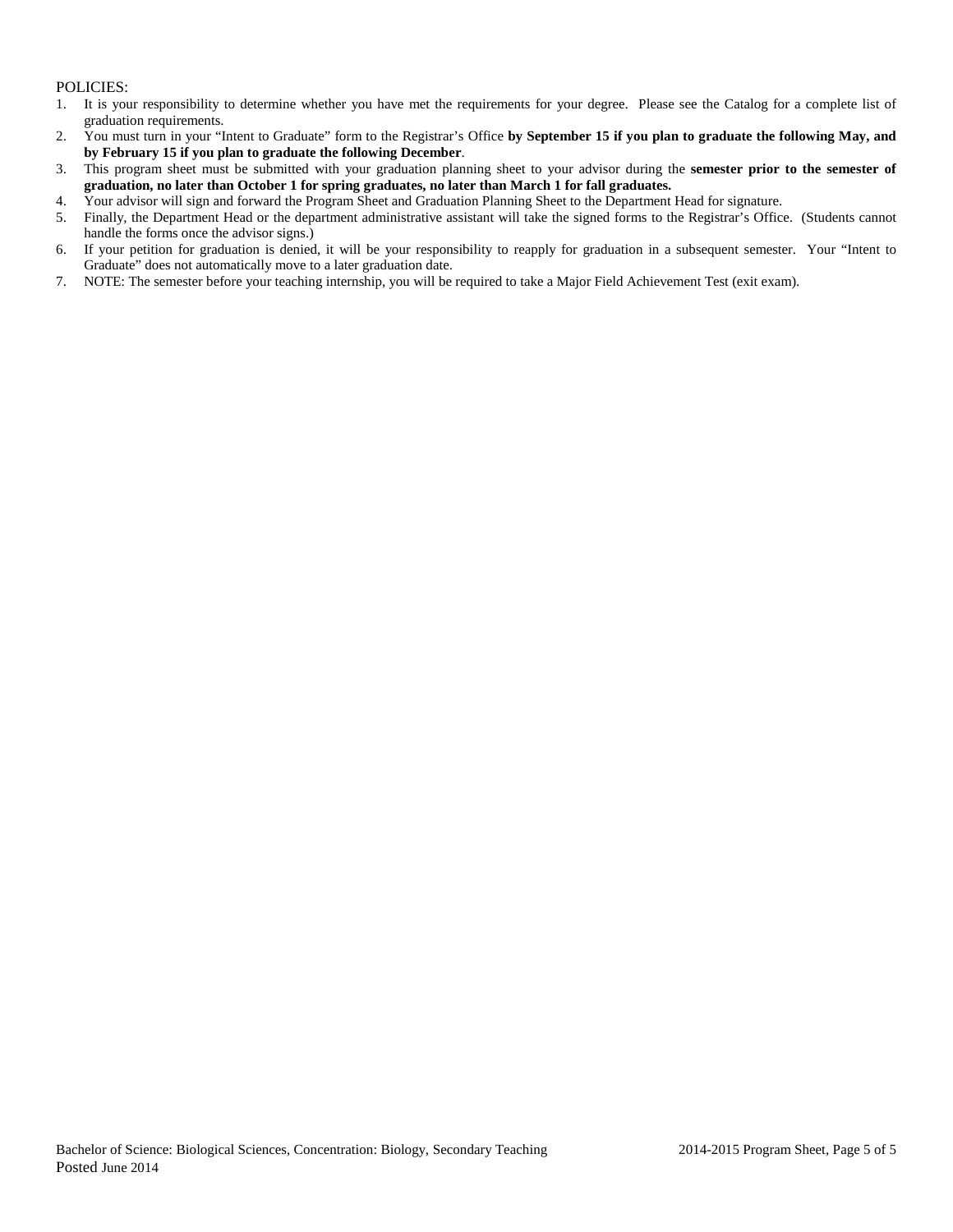POLICIES:

1. It is your responsibility to determine whether you have met the requirements for your degree. Please see the Catalog for a complete list of graduation requirements.
2. You must turn in your "Intent to Graduate" form to the Registrar's Office **by September 15 if you plan to graduate the following May, and by February 15 if you plan to graduate the following December**.
3. This program sheet must be submitted with your graduation planning sheet to your advisor during the **semester prior to the semester of graduation, no later than October 1 for spring graduates, no later than March 1 for fall graduates.**
4. Your advisor will sign and forward the Program Sheet and Graduation Planning Sheet to the Department Head for signature.
5. Finally, the Department Head or the department administrative assistant will take the signed forms to the Registrar's Office. (Students cannot handle the forms once the advisor signs.)
6. If your petition for graduation is denied, it will be your responsibility to reapply for graduation in a subsequent semester. Your "Intent to Graduate" does not automatically move to a later graduation date.
7. NOTE: The semester before your teaching internship, you will be required to take a Major Field Achievement Test (exit exam).